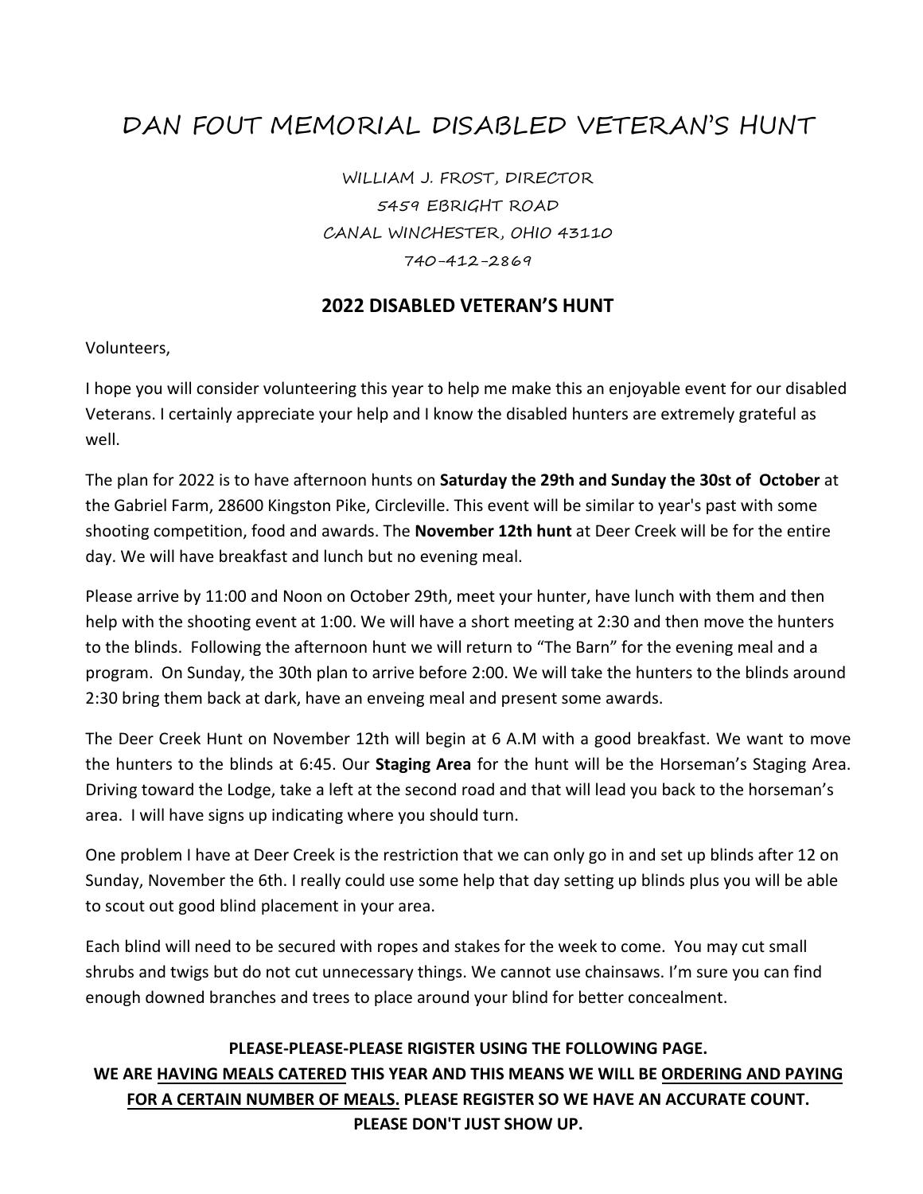# DAN FOUT MEMORIAL DISABLED VETERAN'S HUNT

WILLIAM J. FROST, DIRECTOR
5459 EBRIGHT ROAD
CANAL WINCHESTER, OHIO 43110
740-412-2869

## 2022 DISABLED VETERAN'S HUNT

Volunteers,

I hope you will consider volunteering this year to help me make this an enjoyable event for our disabled Veterans. I certainly appreciate your help and I know the disabled hunters are extremely grateful as well.

The plan for 2022 is to have afternoon hunts on **Saturday the 29th and Sunday the 30st of October** at the Gabriel Farm, 28600 Kingston Pike, Circleville. This event will be similar to year's past with some shooting competition, food and awards. The **November 12th hunt** at Deer Creek will be for the entire day. We will have breakfast and lunch but no evening meal.

Please arrive by 11:00 and Noon on October 29th, meet your hunter, have lunch with them and then help with the shooting event at 1:00. We will have a short meeting at 2:30 and then move the hunters to the blinds. Following the afternoon hunt we will return to "The Barn" for the evening meal and a program. On Sunday, the 30th plan to arrive before 2:00. We will take the hunters to the blinds around 2:30 bring them back at dark, have an enveing meal and present some awards.

The Deer Creek Hunt on November 12th will begin at 6 A.M with a good breakfast. We want to move the hunters to the blinds at 6:45. Our **Staging Area** for the hunt will be the Horseman's Staging Area. Driving toward the Lodge, take a left at the second road and that will lead you back to the horseman's area. I will have signs up indicating where you should turn.

One problem I have at Deer Creek is the restriction that we can only go in and set up blinds after 12 on Sunday, November the 6th. I really could use some help that day setting up blinds plus you will be able to scout out good blind placement in your area.

Each blind will need to be secured with ropes and stakes for the week to come. You may cut small shrubs and twigs but do not cut unnecessary things. We cannot use chainsaws. I'm sure you can find enough downed branches and trees to place around your blind for better concealment.

**PLEASE-PLEASE-PLEASE RIGISTER USING THE FOLLOWING PAGE.**
**WE ARE <u>HAVING MEALS CATERED</u> THIS YEAR AND THIS MEANS WE WILL BE <u>ORDERING AND PAYING FOR A CERTAIN NUMBER OF MEALS.</u> PLEASE REGISTER SO WE HAVE AN ACCURATE COUNT.**
**PLEASE DON'T JUST SHOW UP.**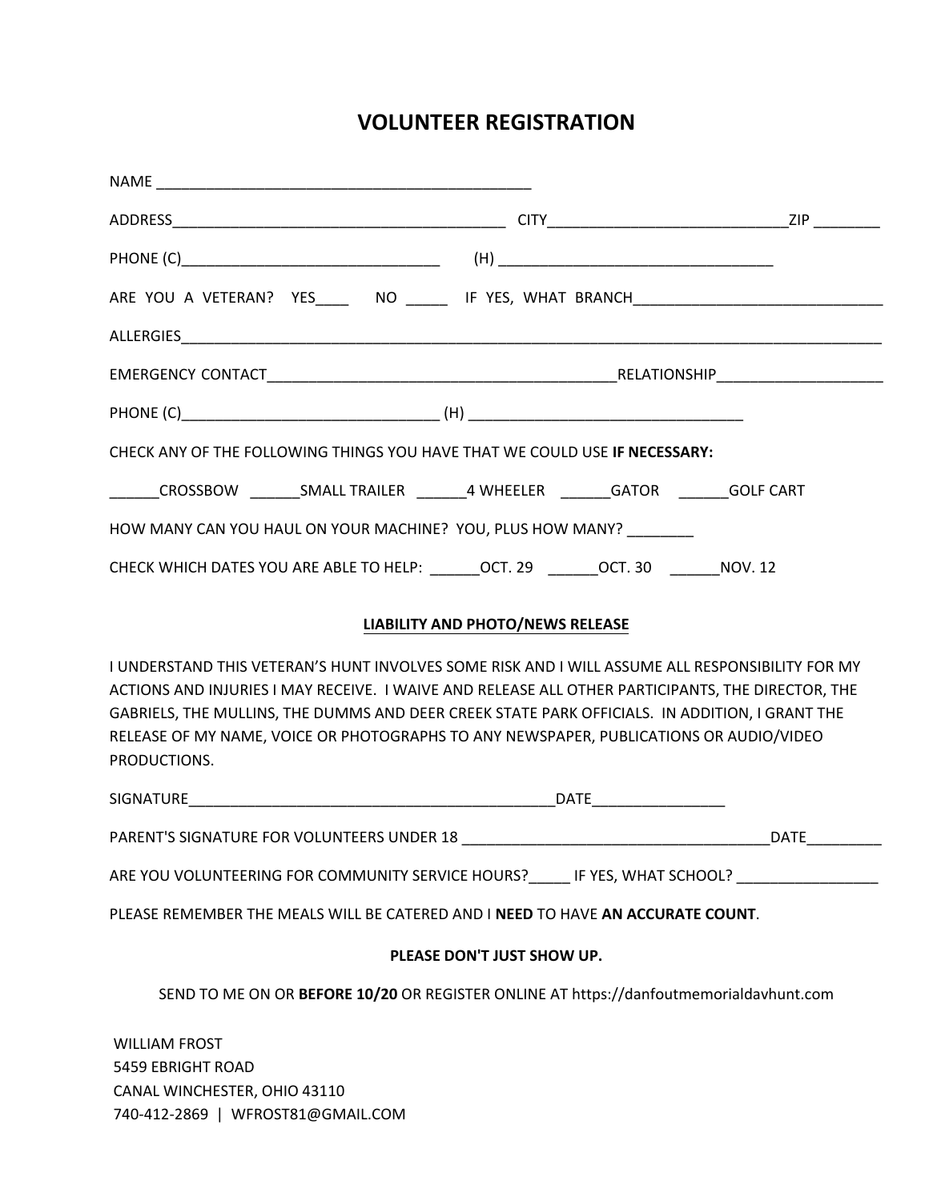# VOLUNTEER REGISTRATION

NAME ______________________________________________

ADDRESS________________________________________ CITY____________________________ZIP ________

PHONE (C)_______________________________ (H) _________________________________

ARE YOU A VETERAN? YES____ NO _____ IF YES, WHAT BRANCH______________________________

ALLERGIES______________________________________________________________________________________

EMERGENCY CONTACT__________________________________________RELATIONSHIP____________________

PHONE (C)_______________________________ (H) _________________________________

CHECK ANY OF THE FOLLOWING THINGS YOU HAVE THAT WE COULD USE **IF NECESSARY:**

______CROSSBOW ______SMALL TRAILER ______4 WHEELER ______GATOR ______GOLF CART

HOW MANY CAN YOU HAUL ON YOUR MACHINE? YOU, PLUS HOW MANY? ________

CHECK WHICH DATES YOU ARE ABLE TO HELP: ______OCT. 29 ______OCT. 30 ______NOV. 12

## LIABILITY AND PHOTO/NEWS RELEASE

I UNDERSTAND THIS VETERAN'S HUNT INVOLVES SOME RISK AND I WILL ASSUME ALL RESPONSIBILITY FOR MY ACTIONS AND INJURIES I MAY RECEIVE. I WAIVE AND RELEASE ALL OTHER PARTICIPANTS, THE DIRECTOR, THE GABRIELS, THE MULLINS, THE DUMMS AND DEER CREEK STATE PARK OFFICIALS. IN ADDITION, I GRANT THE RELEASE OF MY NAME, VOICE OR PHOTOGRAPHS TO ANY NEWSPAPER, PUBLICATIONS OR AUDIO/VIDEO PRODUCTIONS.

SIGNATURE______________________________________________DATE________________

PARENT'S SIGNATURE FOR VOLUNTEERS UNDER 18 _____________________________________DATE_________

ARE YOU VOLUNTEERING FOR COMMUNITY SERVICE HOURS?_____ IF YES, WHAT SCHOOL? _________________

PLEASE REMEMBER THE MEALS WILL BE CATERED AND I **NEED** TO HAVE **AN ACCURATE COUNT**.

**PLEASE DON'T JUST SHOW UP.**

SEND TO ME ON OR **BEFORE 10/20** OR REGISTER ONLINE AT https://danfoutmemorialdavhunt.com

WILLIAM FROST
5459 EBRIGHT ROAD
CANAL WINCHESTER, OHIO 43110
740-412-2869 | WFROST81@GMAIL.COM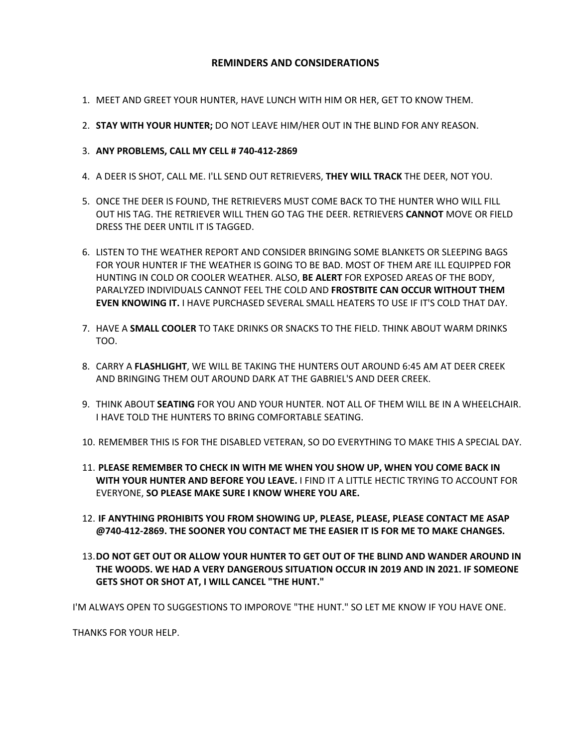## REMINDERS AND CONSIDERATIONS

1. MEET AND GREET YOUR HUNTER, HAVE LUNCH WITH HIM OR HER, GET TO KNOW THEM.
2. **STAY WITH YOUR HUNTER;** DO NOT LEAVE HIM/HER OUT IN THE BLIND FOR ANY REASON.
3. **ANY PROBLEMS, CALL MY CELL # 740-412-2869**
4. A DEER IS SHOT, CALL ME. I'LL SEND OUT RETRIEVERS, **THEY WILL TRACK** THE DEER, NOT YOU.
5. ONCE THE DEER IS FOUND, THE RETRIEVERS MUST COME BACK TO THE HUNTER WHO WILL FILL OUT HIS TAG. THE RETRIEVER WILL THEN GO TAG THE DEER. RETRIEVERS **CANNOT** MOVE OR FIELD DRESS THE DEER UNTIL IT IS TAGGED.
6. LISTEN TO THE WEATHER REPORT AND CONSIDER BRINGING SOME BLANKETS OR SLEEPING BAGS FOR YOUR HUNTER IF THE WEATHER IS GOING TO BE BAD. MOST OF THEM ARE ILL EQUIPPED FOR HUNTING IN COLD OR COOLER WEATHER. ALSO, **BE ALERT** FOR EXPOSED AREAS OF THE BODY, PARALYZED INDIVIDUALS CANNOT FEEL THE COLD AND **FROSTBITE CAN OCCUR WITHOUT THEM EVEN KNOWING IT.** I HAVE PURCHASED SEVERAL SMALL HEATERS TO USE IF IT'S COLD THAT DAY.
7. HAVE A **SMALL COOLER** TO TAKE DRINKS OR SNACKS TO THE FIELD. THINK ABOUT WARM DRINKS TOO.
8. CARRY A **FLASHLIGHT**, WE WILL BE TAKING THE HUNTERS OUT AROUND 6:45 AM AT DEER CREEK AND BRINGING THEM OUT AROUND DARK AT THE GABRIEL'S AND DEER CREEK.
9. THINK ABOUT **SEATING** FOR YOU AND YOUR HUNTER. NOT ALL OF THEM WILL BE IN A WHEELCHAIR. I HAVE TOLD THE HUNTERS TO BRING COMFORTABLE SEATING.
10. REMEMBER THIS IS FOR THE DISABLED VETERAN, SO DO EVERYTHING TO MAKE THIS A SPECIAL DAY.
11. **PLEASE REMEMBER TO CHECK IN WITH ME WHEN YOU SHOW UP, WHEN YOU COME BACK IN WITH YOUR HUNTER AND BEFORE YOU LEAVE.** I FIND IT A LITTLE HECTIC TRYING TO ACCOUNT FOR EVERYONE, **SO PLEASE MAKE SURE I KNOW WHERE YOU ARE.**
12. **IF ANYTHING PROHIBITS YOU FROM SHOWING UP, PLEASE, PLEASE, PLEASE CONTACT ME ASAP @740-412-2869. THE SOONER YOU CONTACT ME THE EASIER IT IS FOR ME TO MAKE CHANGES.**
13. **DO NOT GET OUT OR ALLOW YOUR HUNTER TO GET OUT OF THE BLIND AND WANDER AROUND IN THE WOODS. WE HAD A VERY DANGEROUS SITUATION OCCUR IN 2019 AND IN 2021. IF SOMEONE GETS SHOT OR SHOT AT, I WILL CANCEL "THE HUNT."**

I'M ALWAYS OPEN TO SUGGESTIONS TO IMPOROVE "THE HUNT." SO LET ME KNOW IF YOU HAVE ONE.

THANKS FOR YOUR HELP.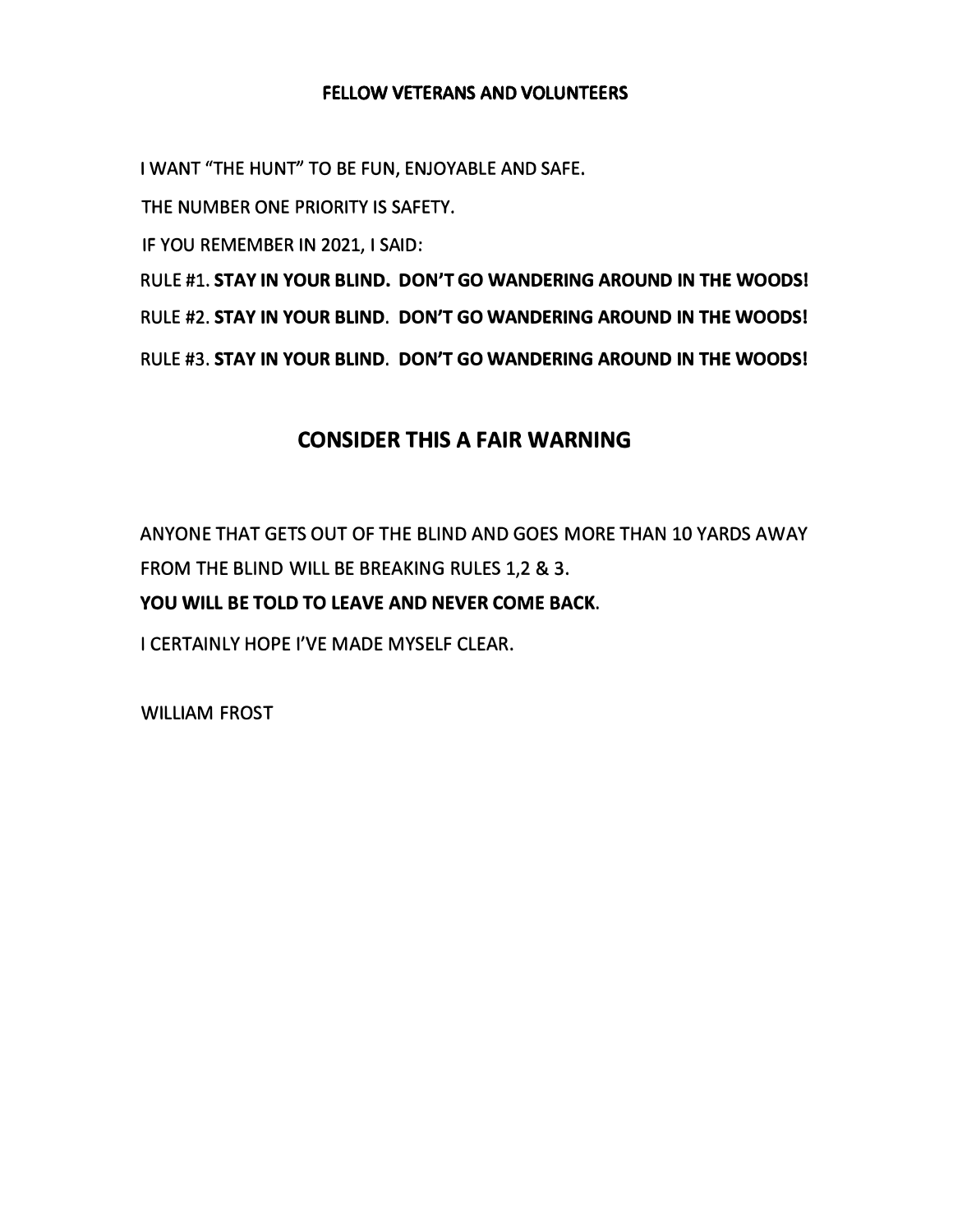**FELLOW VETERANS AND VOLUNTEERS**

I WANT "THE HUNT" TO BE FUN, ENJOYABLE AND SAFE.

THE NUMBER ONE PRIORITY IS SAFETY.

IF YOU REMEMBER IN 2021, I SAID:

RULE #1. **STAY IN YOUR BLIND. DON'T GO WANDERING AROUND IN THE WOODS!**

RULE #2. **STAY IN YOUR BLIND**. **DON'T GO WANDERING AROUND IN THE WOODS!**

RULE #3. **STAY IN YOUR BLIND**. **DON'T GO WANDERING AROUND IN THE WOODS!**

## CONSIDER THIS A FAIR WARNING

ANYONE THAT GETS OUT OF THE BLIND AND GOES MORE THAN 10 YARDS AWAY FROM THE BLIND WILL BE BREAKING RULES 1,2 & 3.

**YOU WILL BE TOLD TO LEAVE AND NEVER COME BACK**.

I CERTAINLY HOPE I'VE MADE MYSELF CLEAR.

WILLIAM FROST